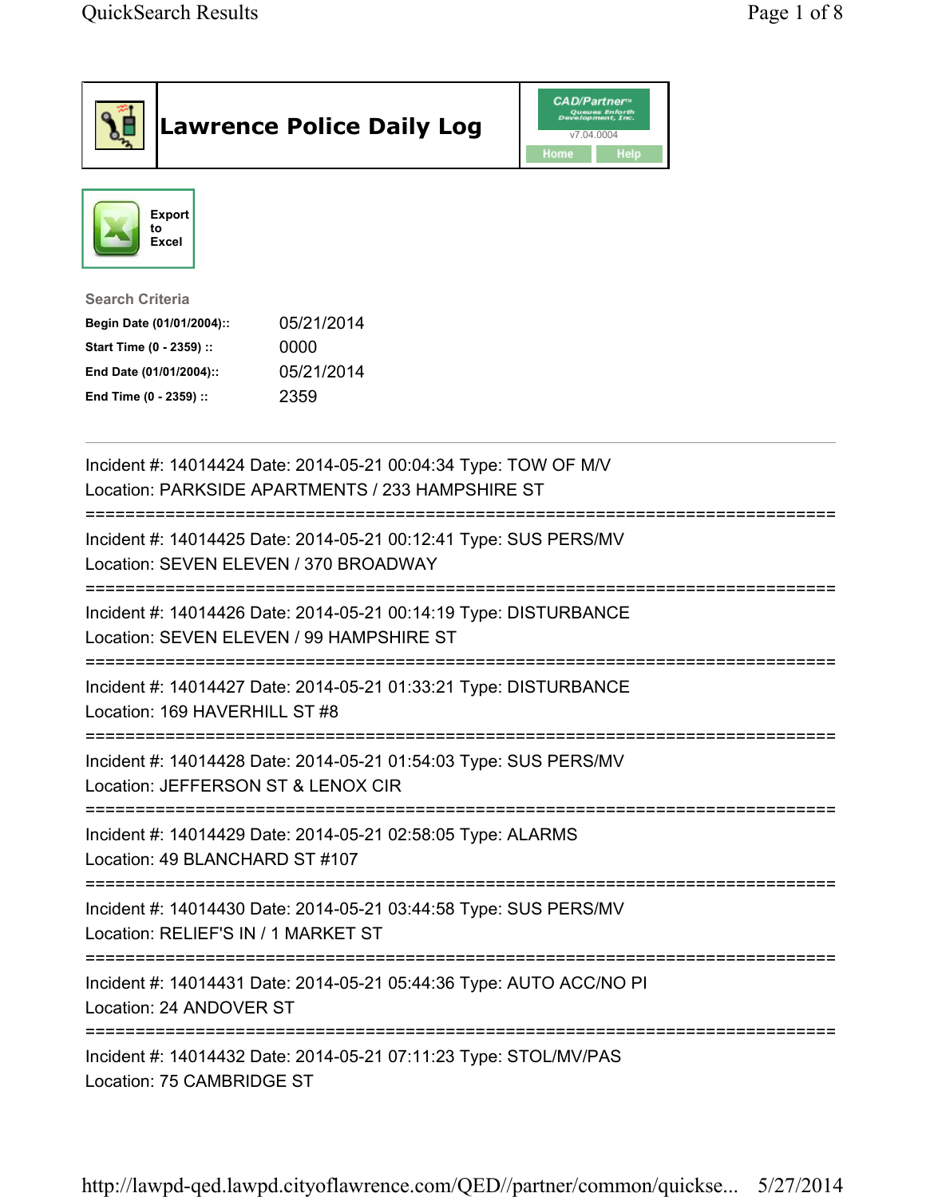# Lawrence Police Daily Log

CAD/Partner™ v7.04.0004

Home | Help

Export to Excel

**Search Criteria**

| | |
|---|---|
| **Begin Date (01/01/2004)::** | 05/21/2014 |
| **Start Time (0 - 2359) ::** | 0000 |
| **End Date (01/01/2004)::** | 05/21/2014 |
| **End Time (0 - 2359) ::** | 2359 |

---

Incident #: 14014424 Date: 2014-05-21 00:04:34 Type: TOW OF M/V
Location: PARKSIDE APARTMENTS / 233 HAMPSHIRE ST

===========================================================================

Incident #: 14014425 Date: 2014-05-21 00:12:41 Type: SUS PERS/MV
Location: SEVEN ELEVEN / 370 BROADWAY

===========================================================================

Incident #: 14014426 Date: 2014-05-21 00:14:19 Type: DISTURBANCE
Location: SEVEN ELEVEN / 99 HAMPSHIRE ST

===========================================================================

Incident #: 14014427 Date: 2014-05-21 01:33:21 Type: DISTURBANCE
Location: 169 HAVERHILL ST #8

===========================================================================

Incident #: 14014428 Date: 2014-05-21 01:54:03 Type: SUS PERS/MV
Location: JEFFERSON ST & LENOX CIR

===========================================================================

Incident #: 14014429 Date: 2014-05-21 02:58:05 Type: ALARMS
Location: 49 BLANCHARD ST #107

===========================================================================

Incident #: 14014430 Date: 2014-05-21 03:44:58 Type: SUS PERS/MV
Location: RELIEF'S IN / 1 MARKET ST

===========================================================================

Incident #: 14014431 Date: 2014-05-21 05:44:36 Type: AUTO ACC/NO PI
Location: 24 ANDOVER ST

===========================================================================

Incident #: 14014432 Date: 2014-05-21 07:11:23 Type: STOL/MV/PAS
Location: 75 CAMBRIDGE ST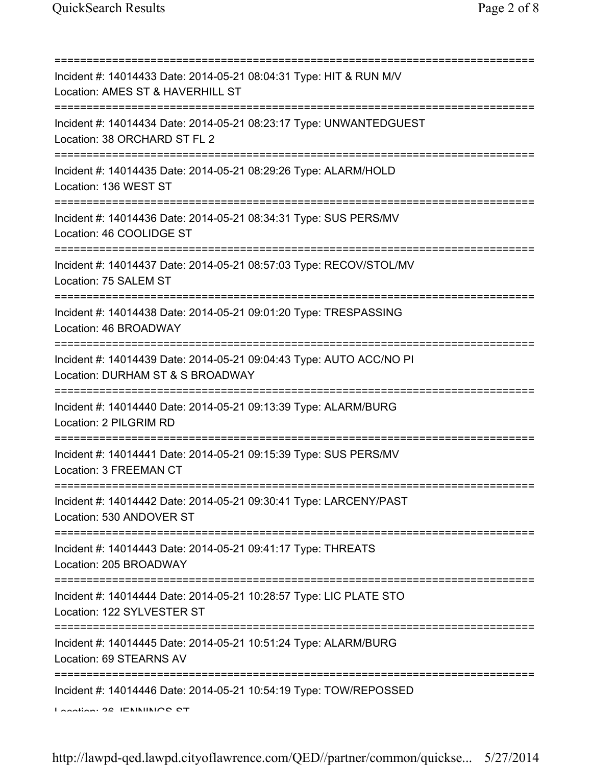===========================================================================

Incident #: 14014433 Date: 2014-05-21 08:04:31 Type: HIT & RUN M/V
Location: AMES ST & HAVERHILL ST

===========================================================================

Incident #: 14014434 Date: 2014-05-21 08:23:17 Type: UNWANTEDGUEST
Location: 38 ORCHARD ST FL 2

===========================================================================

Incident #: 14014435 Date: 2014-05-21 08:29:26 Type: ALARM/HOLD
Location: 136 WEST ST

===========================================================================

Incident #: 14014436 Date: 2014-05-21 08:34:31 Type: SUS PERS/MV
Location: 46 COOLIDGE ST

===========================================================================

Incident #: 14014437 Date: 2014-05-21 08:57:03 Type: RECOV/STOL/MV
Location: 75 SALEM ST

===========================================================================

Incident #: 14014438 Date: 2014-05-21 09:01:20 Type: TRESPASSING
Location: 46 BROADWAY

===========================================================================

Incident #: 14014439 Date: 2014-05-21 09:04:43 Type: AUTO ACC/NO PI
Location: DURHAM ST & S BROADWAY

===========================================================================

Incident #: 14014440 Date: 2014-05-21 09:13:39 Type: ALARM/BURG
Location: 2 PILGRIM RD

===========================================================================

Incident #: 14014441 Date: 2014-05-21 09:15:39 Type: SUS PERS/MV
Location: 3 FREEMAN CT

===========================================================================

Incident #: 14014442 Date: 2014-05-21 09:30:41 Type: LARCENY/PAST
Location: 530 ANDOVER ST

===========================================================================

Incident #: 14014443 Date: 2014-05-21 09:41:17 Type: THREATS
Location: 205 BROADWAY

===========================================================================

Incident #: 14014444 Date: 2014-05-21 10:28:57 Type: LIC PLATE STO
Location: 122 SYLVESTER ST

===========================================================================

Incident #: 14014445 Date: 2014-05-21 10:51:24 Type: ALARM/BURG
Location: 69 STEARNS AV

===========================================================================

Incident #: 14014446 Date: 2014-05-21 10:54:19 Type: TOW/REPOSSED
Location: 36 JENNINGS ST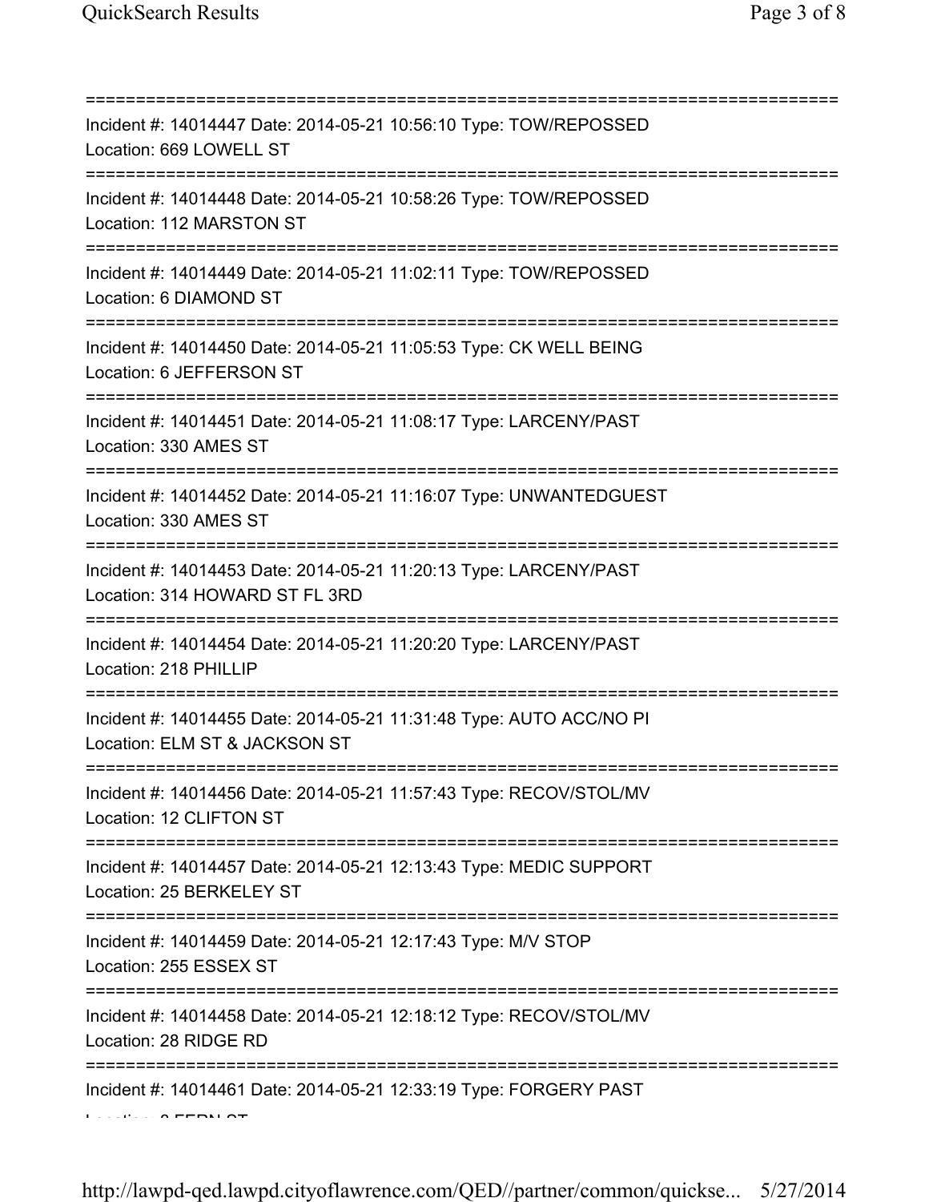===========================================================================
Incident #: 14014447 Date: 2014-05-21 10:56:10 Type: TOW/REPOSSED
Location: 669 LOWELL ST
===========================================================================
Incident #: 14014448 Date: 2014-05-21 10:58:26 Type: TOW/REPOSSED
Location: 112 MARSTON ST
===========================================================================
Incident #: 14014449 Date: 2014-05-21 11:02:11 Type: TOW/REPOSSED
Location: 6 DIAMOND ST
===========================================================================
Incident #: 14014450 Date: 2014-05-21 11:05:53 Type: CK WELL BEING
Location: 6 JEFFERSON ST
===========================================================================
Incident #: 14014451 Date: 2014-05-21 11:08:17 Type: LARCENY/PAST
Location: 330 AMES ST
===========================================================================
Incident #: 14014452 Date: 2014-05-21 11:16:07 Type: UNWANTEDGUEST
Location: 330 AMES ST
===========================================================================
Incident #: 14014453 Date: 2014-05-21 11:20:13 Type: LARCENY/PAST
Location: 314 HOWARD ST FL 3RD
===========================================================================
Incident #: 14014454 Date: 2014-05-21 11:20:20 Type: LARCENY/PAST
Location: 218 PHILLIP
===========================================================================
Incident #: 14014455 Date: 2014-05-21 11:31:48 Type: AUTO ACC/NO PI
Location: ELM ST & JACKSON ST
===========================================================================
Incident #: 14014456 Date: 2014-05-21 11:57:43 Type: RECOV/STOL/MV
Location: 12 CLIFTON ST
===========================================================================
Incident #: 14014457 Date: 2014-05-21 12:13:43 Type: MEDIC SUPPORT
Location: 25 BERKELEY ST
===========================================================================
Incident #: 14014459 Date: 2014-05-21 12:17:43 Type: M/V STOP
Location: 255 ESSEX ST
===========================================================================
Incident #: 14014458 Date: 2014-05-21 12:18:12 Type: RECOV/STOL/MV
Location: 28 RIDGE RD
===========================================================================
Incident #: 14014461 Date: 2014-05-21 12:33:19 Type: FORGERY PAST
Location: 8 FERN ST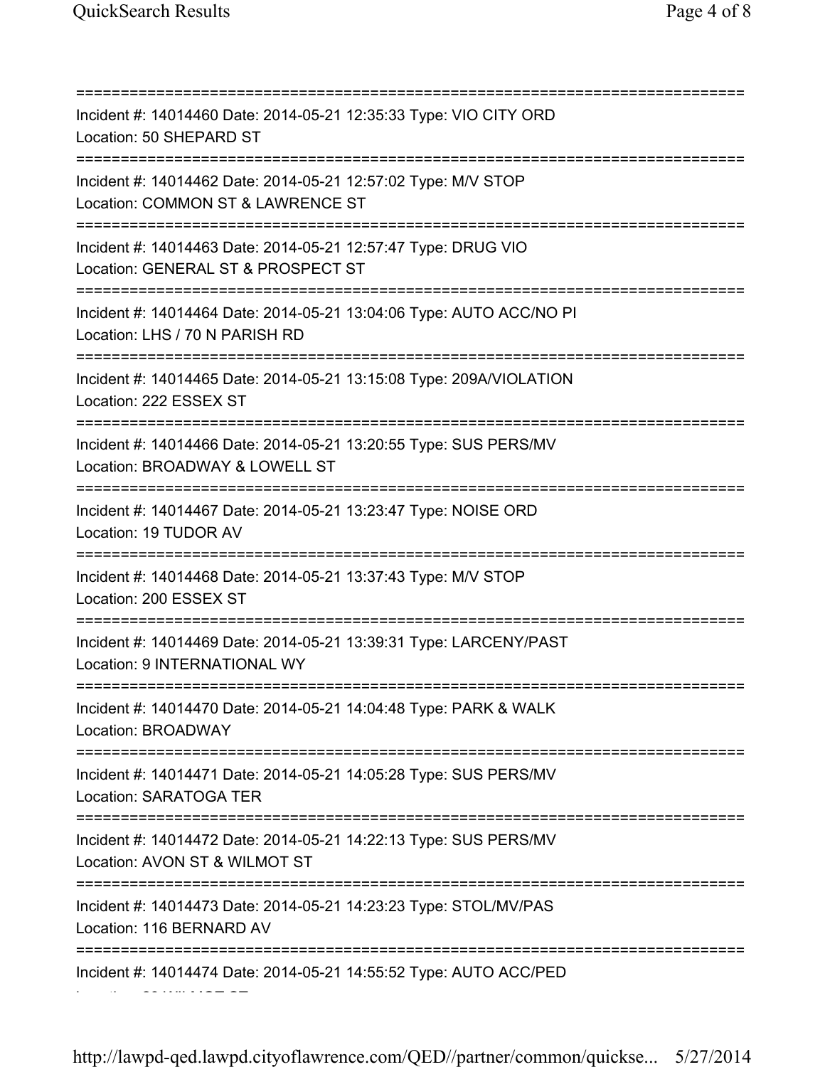===========================================================================

Incident #: 14014460 Date: 2014-05-21 12:35:33 Type: VIO CITY ORD

Location: 50 SHEPARD ST

===========================================================================

Incident #: 14014462 Date: 2014-05-21 12:57:02 Type: M/V STOP

Location: COMMON ST & LAWRENCE ST

===========================================================================

Incident #: 14014463 Date: 2014-05-21 12:57:47 Type: DRUG VIO

Location: GENERAL ST & PROSPECT ST

===========================================================================

Incident #: 14014464 Date: 2014-05-21 13:04:06 Type: AUTO ACC/NO PI

Location: LHS / 70 N PARISH RD

===========================================================================

Incident #: 14014465 Date: 2014-05-21 13:15:08 Type: 209A/VIOLATION

Location: 222 ESSEX ST

===========================================================================

Incident #: 14014466 Date: 2014-05-21 13:20:55 Type: SUS PERS/MV

Location: BROADWAY & LOWELL ST

===========================================================================

Incident #: 14014467 Date: 2014-05-21 13:23:47 Type: NOISE ORD

Location: 19 TUDOR AV

===========================================================================

Incident #: 14014468 Date: 2014-05-21 13:37:43 Type: M/V STOP

Location: 200 ESSEX ST

===========================================================================

Incident #: 14014469 Date: 2014-05-21 13:39:31 Type: LARCENY/PAST

Location: 9 INTERNATIONAL WY

===========================================================================

Incident #: 14014470 Date: 2014-05-21 14:04:48 Type: PARK & WALK

Location: BROADWAY

===========================================================================

Incident #: 14014471 Date: 2014-05-21 14:05:28 Type: SUS PERS/MV

Location: SARATOGA TER

===========================================================================

Incident #: 14014472 Date: 2014-05-21 14:22:13 Type: SUS PERS/MV

Location: AVON ST & WILMOT ST

===========================================================================

Incident #: 14014473 Date: 2014-05-21 14:23:23 Type: STOL/MV/PAS

Location: 116 BERNARD AV

===========================================================================

Incident #: 14014474 Date: 2014-05-21 14:55:52 Type: AUTO ACC/PED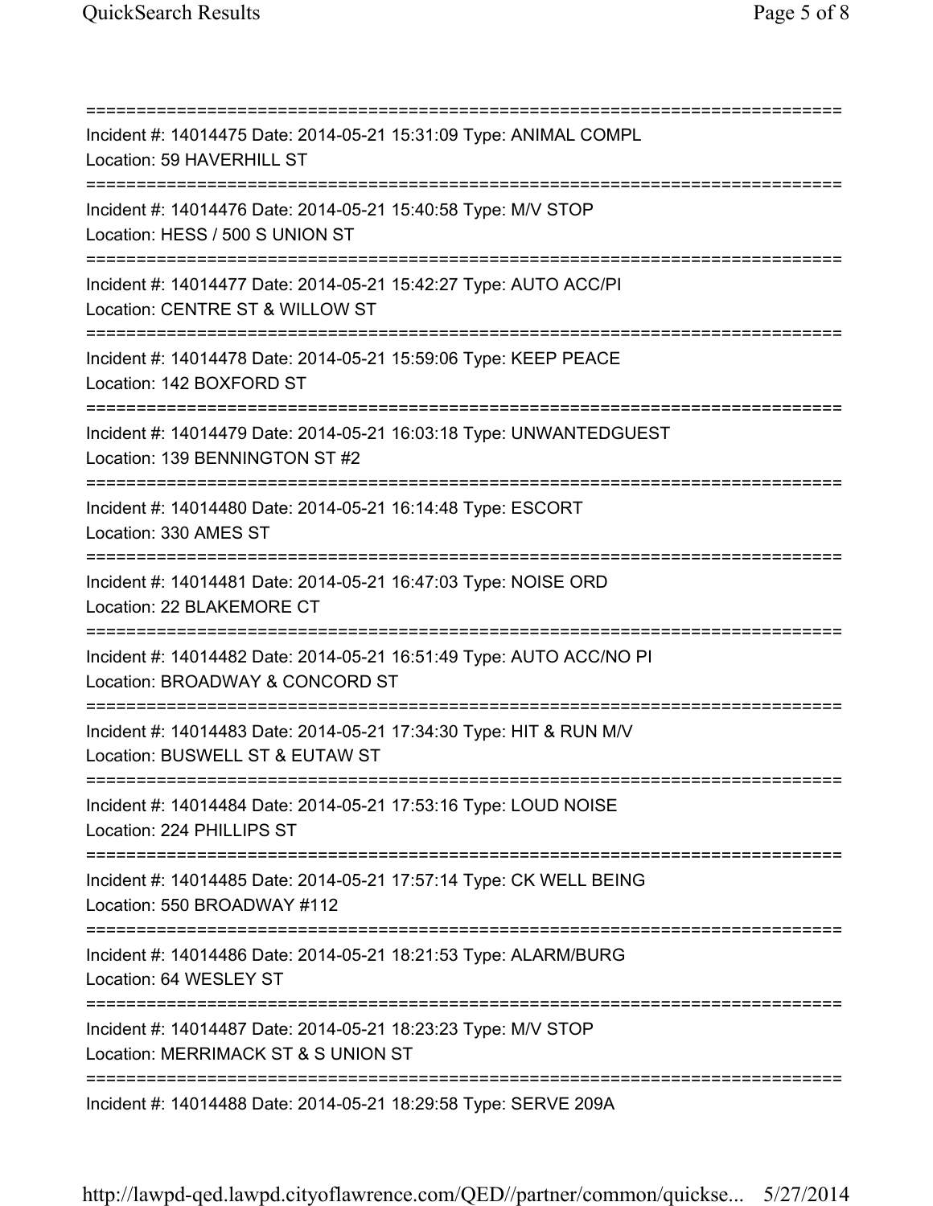===========================================================================
Incident #: 14014475 Date: 2014-05-21 15:31:09 Type: ANIMAL COMPL
Location: 59 HAVERHILL ST
===========================================================================
Incident #: 14014476 Date: 2014-05-21 15:40:58 Type: M/V STOP
Location: HESS / 500 S UNION ST
===========================================================================
Incident #: 14014477 Date: 2014-05-21 15:42:27 Type: AUTO ACC/PI
Location: CENTRE ST & WILLOW ST
===========================================================================
Incident #: 14014478 Date: 2014-05-21 15:59:06 Type: KEEP PEACE
Location: 142 BOXFORD ST
===========================================================================
Incident #: 14014479 Date: 2014-05-21 16:03:18 Type: UNWANTEDGUEST
Location: 139 BENNINGTON ST #2
===========================================================================
Incident #: 14014480 Date: 2014-05-21 16:14:48 Type: ESCORT
Location: 330 AMES ST
===========================================================================
Incident #: 14014481 Date: 2014-05-21 16:47:03 Type: NOISE ORD
Location: 22 BLAKEMORE CT
===========================================================================
Incident #: 14014482 Date: 2014-05-21 16:51:49 Type: AUTO ACC/NO PI
Location: BROADWAY & CONCORD ST
===========================================================================
Incident #: 14014483 Date: 2014-05-21 17:34:30 Type: HIT & RUN M/V
Location: BUSWELL ST & EUTAW ST
===========================================================================
Incident #: 14014484 Date: 2014-05-21 17:53:16 Type: LOUD NOISE
Location: 224 PHILLIPS ST
===========================================================================
Incident #: 14014485 Date: 2014-05-21 17:57:14 Type: CK WELL BEING
Location: 550 BROADWAY #112
===========================================================================
Incident #: 14014486 Date: 2014-05-21 18:21:53 Type: ALARM/BURG
Location: 64 WESLEY ST
===========================================================================
Incident #: 14014487 Date: 2014-05-21 18:23:23 Type: M/V STOP
Location: MERRIMACK ST & S UNION ST
===========================================================================
Incident #: 14014488 Date: 2014-05-21 18:29:58 Type: SERVE 209A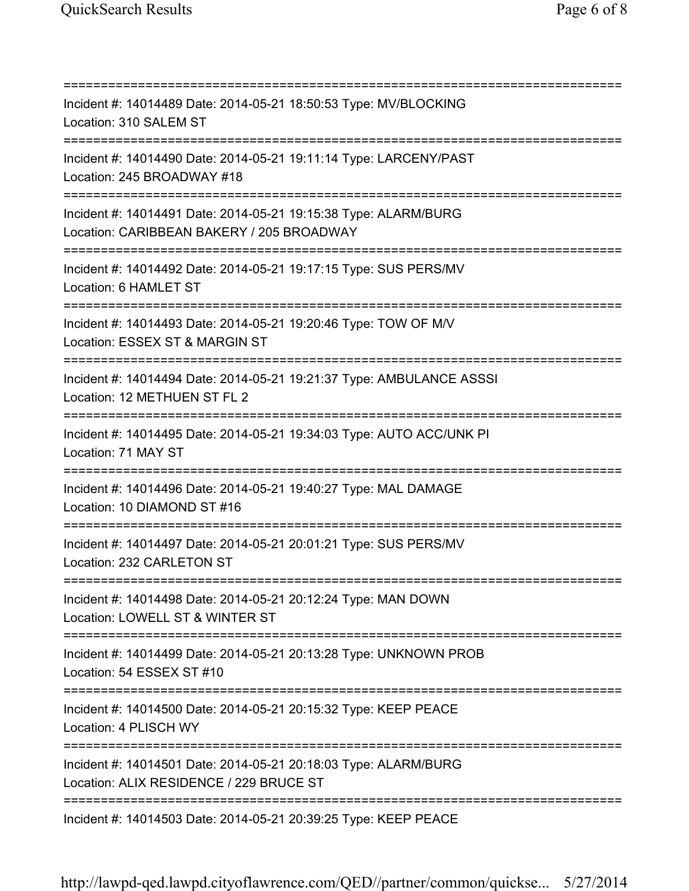==============================================================================
Incident #: 14014489 Date: 2014-05-21 18:50:53 Type: MV/BLOCKING
Location: 310 SALEM ST
==============================================================================
Incident #: 14014490 Date: 2014-05-21 19:11:14 Type: LARCENY/PAST
Location: 245 BROADWAY #18
==============================================================================
Incident #: 14014491 Date: 2014-05-21 19:15:38 Type: ALARM/BURG
Location: CARIBBEAN BAKERY / 205 BROADWAY
==============================================================================
Incident #: 14014492 Date: 2014-05-21 19:17:15 Type: SUS PERS/MV
Location: 6 HAMLET ST
==============================================================================
Incident #: 14014493 Date: 2014-05-21 19:20:46 Type: TOW OF M/V
Location: ESSEX ST & MARGIN ST
==============================================================================
Incident #: 14014494 Date: 2014-05-21 19:21:37 Type: AMBULANCE ASSSI
Location: 12 METHUEN ST FL 2
==============================================================================
Incident #: 14014495 Date: 2014-05-21 19:34:03 Type: AUTO ACC/UNK PI
Location: 71 MAY ST
==============================================================================
Incident #: 14014496 Date: 2014-05-21 19:40:27 Type: MAL DAMAGE
Location: 10 DIAMOND ST #16
==============================================================================
Incident #: 14014497 Date: 2014-05-21 20:01:21 Type: SUS PERS/MV
Location: 232 CARLETON ST
==============================================================================
Incident #: 14014498 Date: 2014-05-21 20:12:24 Type: MAN DOWN
Location: LOWELL ST & WINTER ST
==============================================================================
Incident #: 14014499 Date: 2014-05-21 20:13:28 Type: UNKNOWN PROB
Location: 54 ESSEX ST #10
==============================================================================
Incident #: 14014500 Date: 2014-05-21 20:15:32 Type: KEEP PEACE
Location: 4 PLISCH WY
==============================================================================
Incident #: 14014501 Date: 2014-05-21 20:18:03 Type: ALARM/BURG
Location: ALIX RESIDENCE / 229 BRUCE ST
==============================================================================
Incident #: 14014503 Date: 2014-05-21 20:39:25 Type: KEEP PEACE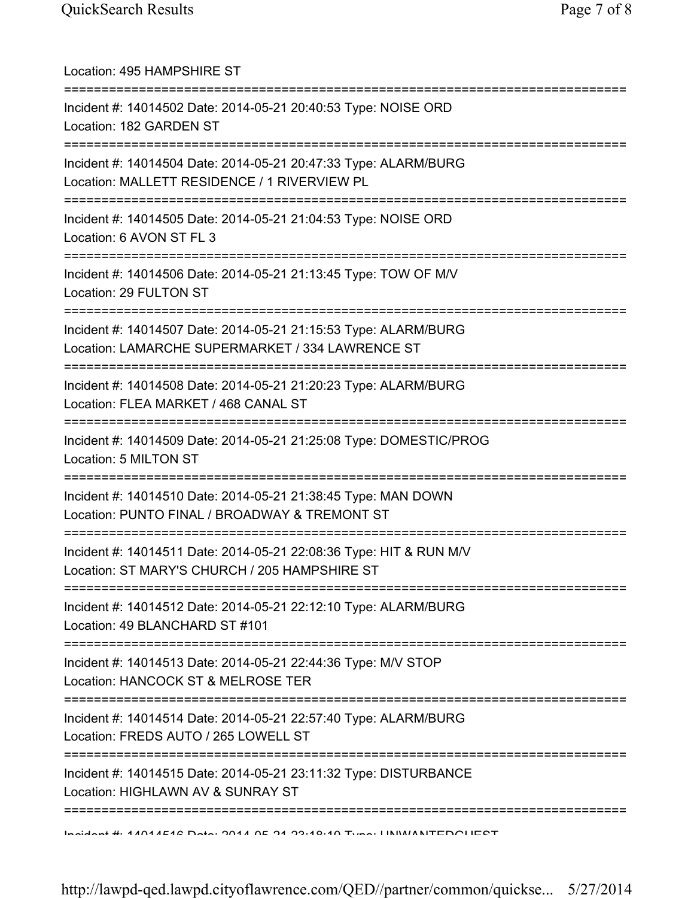Location: 495 HAMPSHIRE ST

===========================================================================

Incident #: 14014502 Date: 2014-05-21 20:40:53 Type: NOISE ORD
Location: 182 GARDEN ST

===========================================================================

Incident #: 14014504 Date: 2014-05-21 20:47:33 Type: ALARM/BURG
Location: MALLETT RESIDENCE / 1 RIVERVIEW PL

===========================================================================

Incident #: 14014505 Date: 2014-05-21 21:04:53 Type: NOISE ORD
Location: 6 AVON ST FL 3

===========================================================================

Incident #: 14014506 Date: 2014-05-21 21:13:45 Type: TOW OF M/V
Location: 29 FULTON ST

===========================================================================

Incident #: 14014507 Date: 2014-05-21 21:15:53 Type: ALARM/BURG
Location: LAMARCHE SUPERMARKET / 334 LAWRENCE ST

===========================================================================

Incident #: 14014508 Date: 2014-05-21 21:20:23 Type: ALARM/BURG
Location: FLEA MARKET / 468 CANAL ST

===========================================================================

Incident #: 14014509 Date: 2014-05-21 21:25:08 Type: DOMESTIC/PROG
Location: 5 MILTON ST

===========================================================================

Incident #: 14014510 Date: 2014-05-21 21:38:45 Type: MAN DOWN
Location: PUNTO FINAL / BROADWAY & TREMONT ST

===========================================================================

Incident #: 14014511 Date: 2014-05-21 22:08:36 Type: HIT & RUN M/V
Location: ST MARY'S CHURCH / 205 HAMPSHIRE ST

===========================================================================

Incident #: 14014512 Date: 2014-05-21 22:12:10 Type: ALARM/BURG
Location: 49 BLANCHARD ST #101

===========================================================================

Incident #: 14014513 Date: 2014-05-21 22:44:36 Type: M/V STOP
Location: HANCOCK ST & MELROSE TER

===========================================================================

Incident #: 14014514 Date: 2014-05-21 22:57:40 Type: ALARM/BURG
Location: FREDS AUTO / 265 LOWELL ST

===========================================================================

Incident #: 14014515 Date: 2014-05-21 23:11:32 Type: DISTURBANCE
Location: HIGHLAWN AV & SUNRAY ST

===========================================================================

Incident #: 14014516 Date: 2014-05-21 23:18:10 Type: UNWANTEDGUEST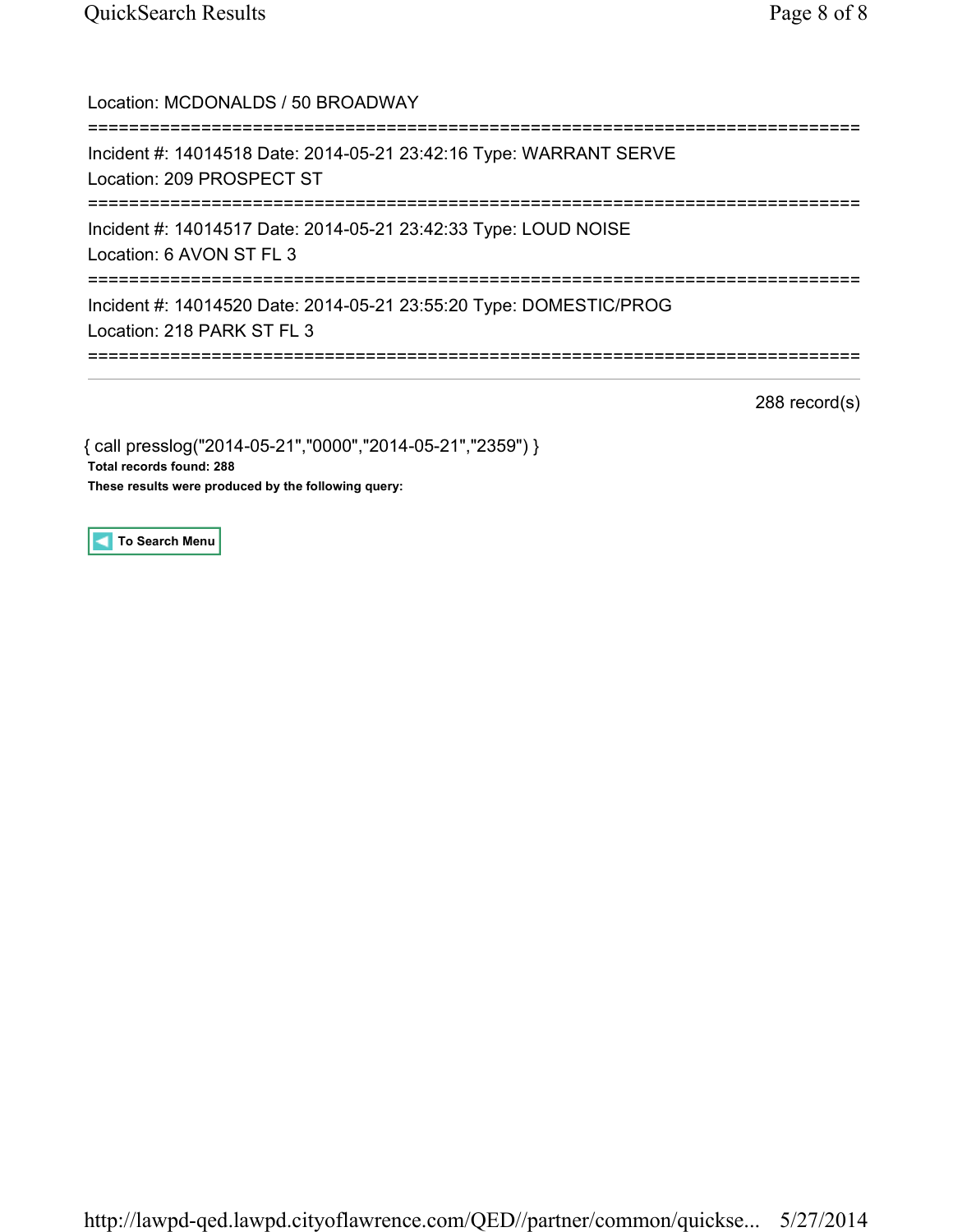Location: MCDONALDS / 50 BROADWAY

===========================================================================

Incident #: 14014518 Date: 2014-05-21 23:42:16 Type: WARRANT SERVE

Location: 209 PROSPECT ST

===========================================================================

Incident #: 14014517 Date: 2014-05-21 23:42:33 Type: LOUD NOISE

Location: 6 AVON ST FL 3

===========================================================================

Incident #: 14014520 Date: 2014-05-21 23:55:20 Type: DOMESTIC/PROG

Location: 218 PARK ST FL 3

===========================================================================

288 record(s)

{ call presslog("2014-05-21","0000","2014-05-21","2359") }

**Total records found: 288**

**These results were produced by the following query:**

To Search Menu